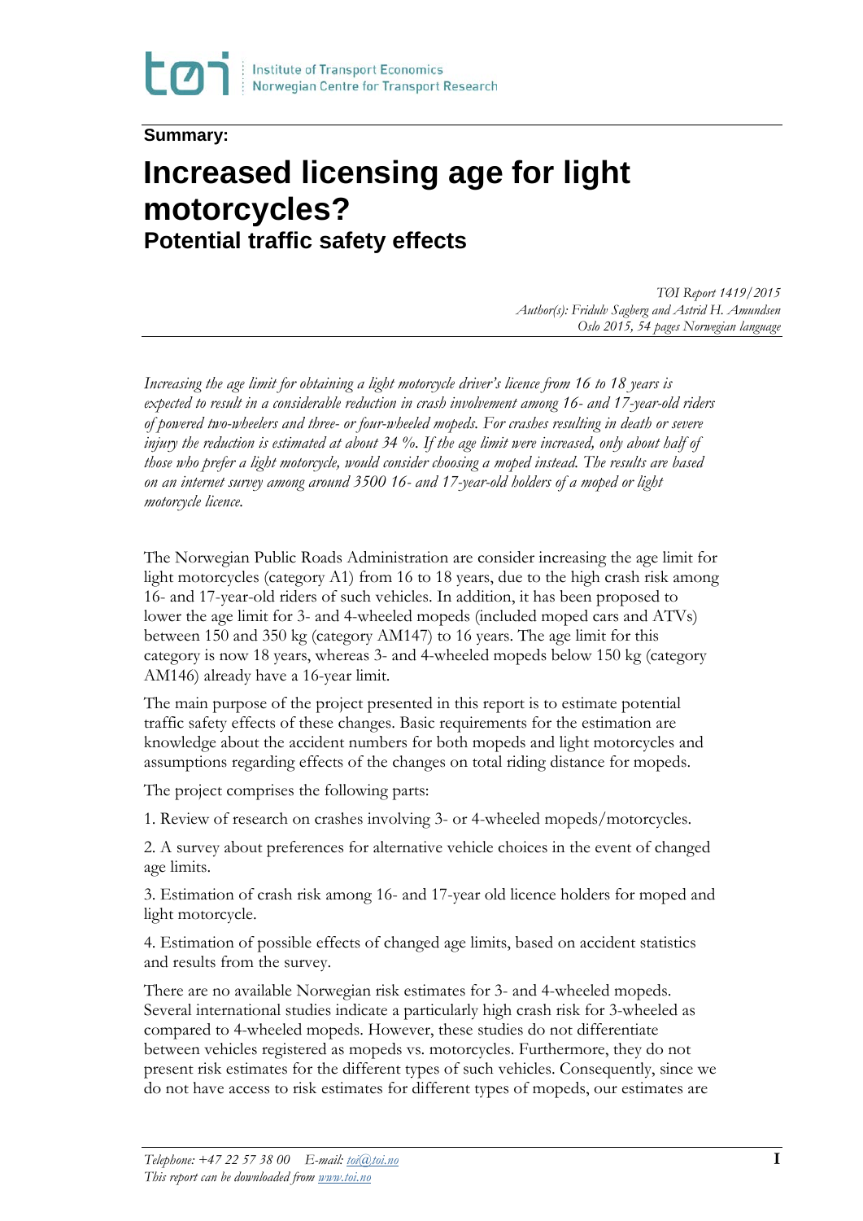**Summary:**

# Increased licensing age for light motorcycles?

## Potential traffic safety effects

*TØI Report 1419/2015*
*Author(s): Fridulv Sagberg and Astrid H. Amundsen*
*Oslo 2015, 54 pages Norwegian language*

*Increasing the age limit for obtaining a light motorcycle driver's licence from 16 to 18 years is expected to result in a considerable reduction in crash involvement among 16- and 17-year-old riders of powered two-wheelers and three- or four-wheeled mopeds. For crashes resulting in death or severe injury the reduction is estimated at about 34 %. If the age limit were increased, only about half of those who prefer a light motorcycle, would consider choosing a moped instead. The results are based on an internet survey among around 3500 16- and 17-year-old holders of a moped or light motorcycle licence.*

The Norwegian Public Roads Administration are consider increasing the age limit for light motorcycles (category A1) from 16 to 18 years, due to the high crash risk among 16- and 17-year-old riders of such vehicles. In addition, it has been proposed to lower the age limit for 3- and 4-wheeled mopeds (included moped cars and ATVs) between 150 and 350 kg (category AM147) to 16 years. The age limit for this category is now 18 years, whereas 3- and 4-wheeled mopeds below 150 kg (category AM146) already have a 16-year limit.

The main purpose of the project presented in this report is to estimate potential traffic safety effects of these changes. Basic requirements for the estimation are knowledge about the accident numbers for both mopeds and light motorcycles and assumptions regarding effects of the changes on total riding distance for mopeds.

The project comprises the following parts:

1. Review of research on crashes involving 3- or 4-wheeled mopeds/motorcycles.

2. A survey about preferences for alternative vehicle choices in the event of changed age limits.

3. Estimation of crash risk among 16- and 17-year old licence holders for moped and light motorcycle.

4. Estimation of possible effects of changed age limits, based on accident statistics and results from the survey.

There are no available Norwegian risk estimates for 3- and 4-wheeled mopeds. Several international studies indicate a particularly high crash risk for 3-wheeled as compared to 4-wheeled mopeds. However, these studies do not differentiate between vehicles registered as mopeds vs. motorcycles. Furthermore, they do not present risk estimates for the different types of such vehicles. Consequently, since we do not have access to risk estimates for different types of mopeds, our estimates are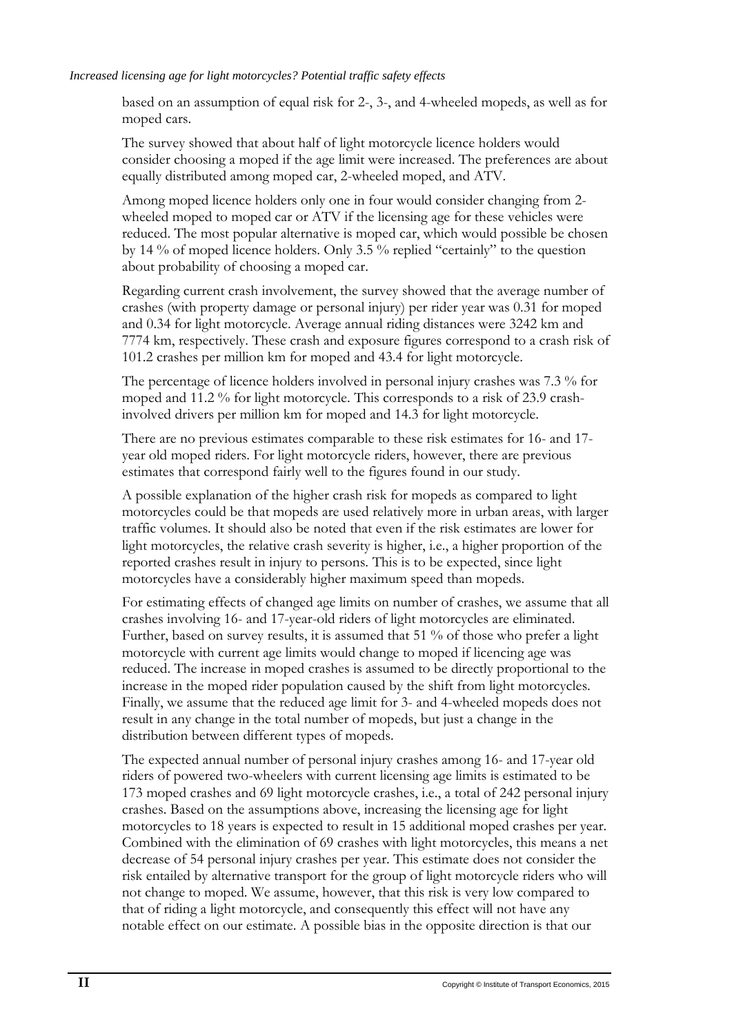based on an assumption of equal risk for 2-, 3-, and 4-wheeled mopeds, as well as for moped cars.

The survey showed that about half of light motorcycle licence holders would consider choosing a moped if the age limit were increased. The preferences are about equally distributed among moped car, 2-wheeled moped, and ATV.

Among moped licence holders only one in four would consider changing from 2-wheeled moped to moped car or ATV if the licensing age for these vehicles were reduced. The most popular alternative is moped car, which would possible be chosen by 14 % of moped licence holders. Only 3.5 % replied "certainly" to the question about probability of choosing a moped car.

Regarding current crash involvement, the survey showed that the average number of crashes (with property damage or personal injury) per rider year was 0.31 for moped and 0.34 for light motorcycle. Average annual riding distances were 3242 km and 7774 km, respectively. These crash and exposure figures correspond to a crash risk of 101.2 crashes per million km for moped and 43.4 for light motorcycle.

The percentage of licence holders involved in personal injury crashes was 7.3 % for moped and 11.2 % for light motorcycle. This corresponds to a risk of 23.9 crash-involved drivers per million km for moped and 14.3 for light motorcycle.

There are no previous estimates comparable to these risk estimates for 16- and 17-year old moped riders. For light motorcycle riders, however, there are previous estimates that correspond fairly well to the figures found in our study.

A possible explanation of the higher crash risk for mopeds as compared to light motorcycles could be that mopeds are used relatively more in urban areas, with larger traffic volumes. It should also be noted that even if the risk estimates are lower for light motorcycles, the relative crash severity is higher, i.e., a higher proportion of the reported crashes result in injury to persons. This is to be expected, since light motorcycles have a considerably higher maximum speed than mopeds.

For estimating effects of changed age limits on number of crashes, we assume that all crashes involving 16- and 17-year-old riders of light motorcycles are eliminated. Further, based on survey results, it is assumed that 51 % of those who prefer a light motorcycle with current age limits would change to moped if licencing age was reduced. The increase in moped crashes is assumed to be directly proportional to the increase in the moped rider population caused by the shift from light motorcycles. Finally, we assume that the reduced age limit for 3- and 4-wheeled mopeds does not result in any change in the total number of mopeds, but just a change in the distribution between different types of mopeds.

The expected annual number of personal injury crashes among 16- and 17-year old riders of powered two-wheelers with current licensing age limits is estimated to be 173 moped crashes and 69 light motorcycle crashes, i.e., a total of 242 personal injury crashes. Based on the assumptions above, increasing the licensing age for light motorcycles to 18 years is expected to result in 15 additional moped crashes per year. Combined with the elimination of 69 crashes with light motorcycles, this means a net decrease of 54 personal injury crashes per year. This estimate does not consider the risk entailed by alternative transport for the group of light motorcycle riders who will not change to moped. We assume, however, that this risk is very low compared to that of riding a light motorcycle, and consequently this effect will not have any notable effect on our estimate. A possible bias in the opposite direction is that our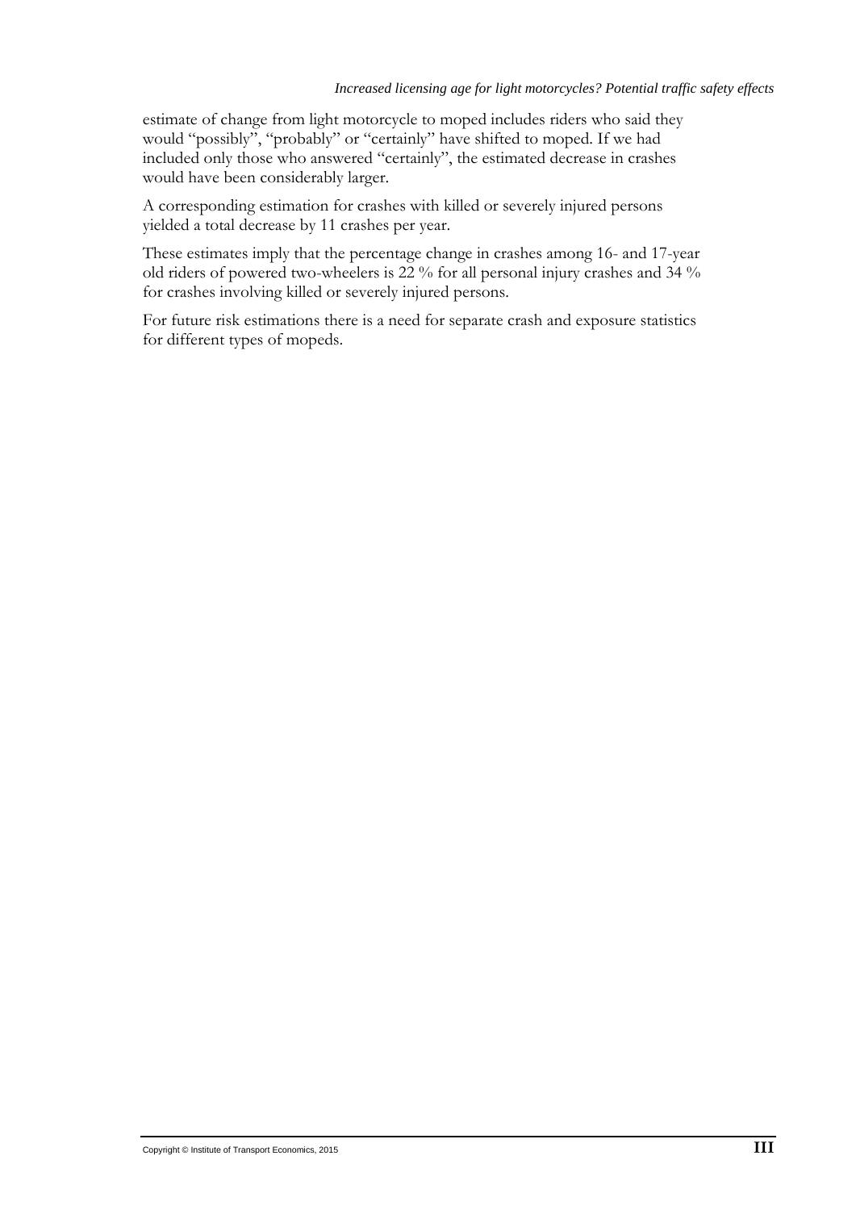estimate of change from light motorcycle to moped includes riders who said they would "possibly", "probably" or "certainly" have shifted to moped. If we had included only those who answered "certainly", the estimated decrease in crashes would have been considerably larger.

A corresponding estimation for crashes with killed or severely injured persons yielded a total decrease by 11 crashes per year.

These estimates imply that the percentage change in crashes among 16- and 17-year old riders of powered two-wheelers is 22 % for all personal injury crashes and 34 % for crashes involving killed or severely injured persons.

For future risk estimations there is a need for separate crash and exposure statistics for different types of mopeds.